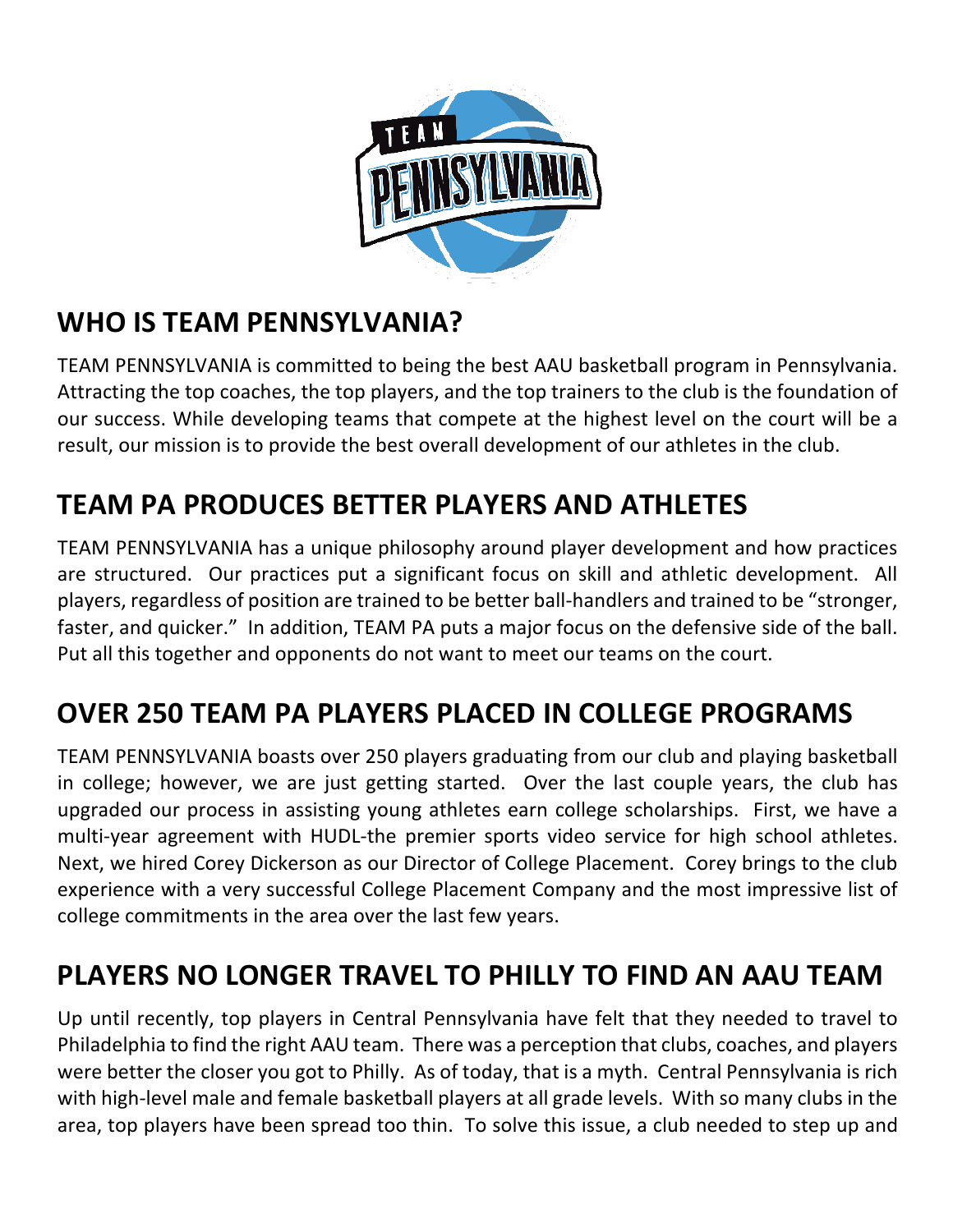## WHO IS TEAM PENNSYLVANIA?

TEAM PENNSYLVANIA is committed to being the best AAU basketball program in Pennsylvania. Attracting the top coaches, the top players, and the top trainers to the club is the foundation of our success. While developing teams that compete at the highest level on the court will be a result, our mission is to provide the best overall development of our athletes in the club.

## TEAM PA PRODUCES BETTER PLAYERS AND ATHLETES

TEAM PENNSYLVANIA has a unique philosophy around player development and how practices are structured. Our practices put a significant focus on skill and athletic development. All players, regardless of position are trained to be better ball-handlers and trained to be "stronger, faster, and quicker." In addition, TEAM PA puts a major focus on the defensive side of the ball. Put all this together and opponents do not want to meet our teams on the court.

## OVER 250 TEAM PA PLAYERS PLACED IN COLLEGE PROGRAMS

TEAM PENNSYLVANIA boasts over 250 players graduating from our club and playing basketball in college; however, we are just getting started. Over the last couple years, the club has upgraded our process in assisting young athletes earn college scholarships. First, we have a multi-year agreement with HUDL-the premier sports video service for high school athletes. Next, we hired Corey Dickerson as our Director of College Placement. Corey brings to the club experience with a very successful College Placement Company and the most impressive list of college commitments in the area over the last few years.

## PLAYERS NO LONGER TRAVEL TO PHILLY TO FIND AN AAU TEAM

Up until recently, top players in Central Pennsylvania have felt that they needed to travel to Philadelphia to find the right AAU team. There was a perception that clubs, coaches, and players were better the closer you got to Philly. As of today, that is a myth. Central Pennsylvania is rich with high-level male and female basketball players at all grade levels. With so many clubs in the area, top players have been spread too thin. To solve this issue, a club needed to step up and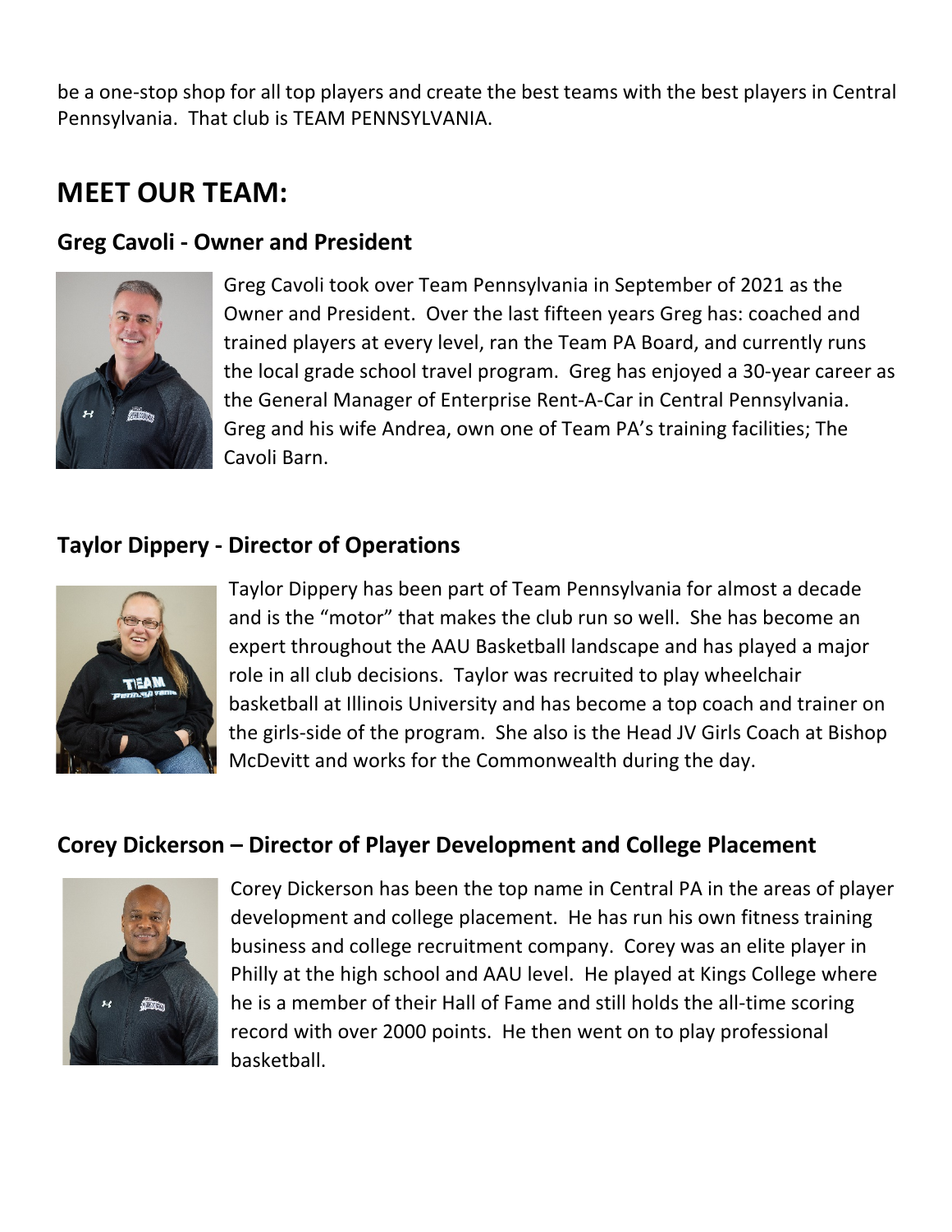be a one-stop shop for all top players and create the best teams with the best players in Central Pennsylvania. That club is TEAM PENNSYLVANIA.

## MEET OUR TEAM:

### Greg Cavoli - Owner and President

Greg Cavoli took over Team Pennsylvania in September of 2021 as the Owner and President. Over the last fifteen years Greg has: coached and trained players at every level, ran the Team PA Board, and currently runs the local grade school travel program. Greg has enjoyed a 30-year career as the General Manager of Enterprise Rent-A-Car in Central Pennsylvania. Greg and his wife Andrea, own one of Team PA's training facilities; The Cavoli Barn.

### Taylor Dippery - Director of Operations

Taylor Dippery has been part of Team Pennsylvania for almost a decade and is the "motor" that makes the club run so well. She has become an expert throughout the AAU Basketball landscape and has played a major role in all club decisions. Taylor was recruited to play wheelchair basketball at Illinois University and has become a top coach and trainer on the girls-side of the program. She also is the Head JV Girls Coach at Bishop McDevitt and works for the Commonwealth during the day.

### Corey Dickerson – Director of Player Development and College Placement

Corey Dickerson has been the top name in Central PA in the areas of player development and college placement. He has run his own fitness training business and college recruitment company. Corey was an elite player in Philly at the high school and AAU level. He played at Kings College where he is a member of their Hall of Fame and still holds the all-time scoring record with over 2000 points. He then went on to play professional basketball.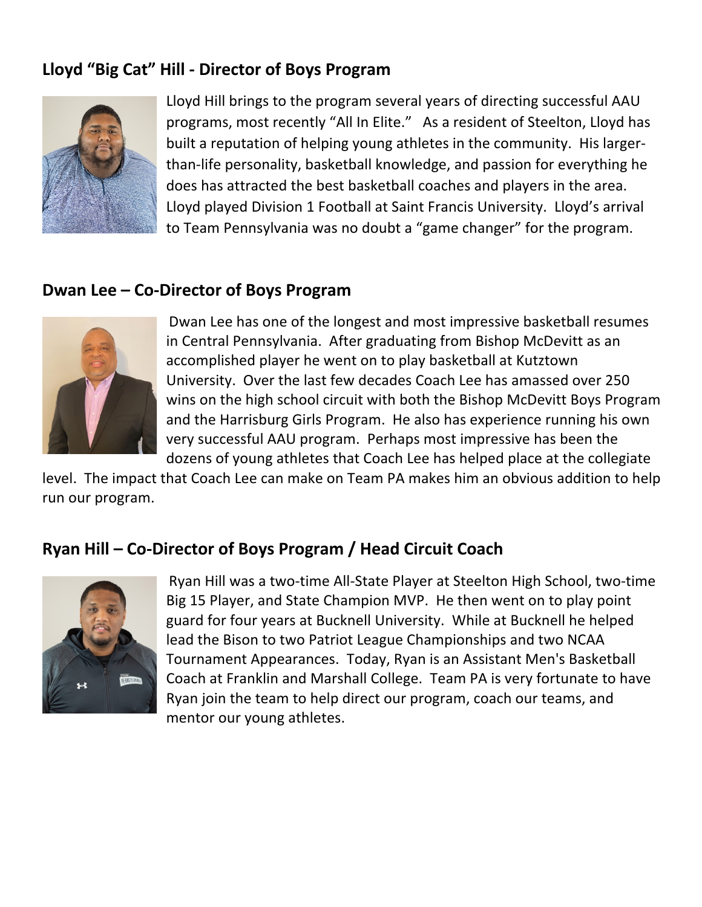## Lloyd "Big Cat" Hill - Director of Boys Program

Lloyd Hill brings to the program several years of directing successful AAU programs, most recently "All In Elite." As a resident of Steelton, Lloyd has built a reputation of helping young athletes in the community. His larger-than-life personality, basketball knowledge, and passion for everything he does has attracted the best basketball coaches and players in the area. Lloyd played Division 1 Football at Saint Francis University. Lloyd's arrival to Team Pennsylvania was no doubt a "game changer" for the program.

## Dwan Lee – Co-Director of Boys Program

Dwan Lee has one of the longest and most impressive basketball resumes in Central Pennsylvania. After graduating from Bishop McDevitt as an accomplished player he went on to play basketball at Kutztown University. Over the last few decades Coach Lee has amassed over 250 wins on the high school circuit with both the Bishop McDevitt Boys Program and the Harrisburg Girls Program. He also has experience running his own very successful AAU program. Perhaps most impressive has been the dozens of young athletes that Coach Lee has helped place at the collegiate level. The impact that Coach Lee can make on Team PA makes him an obvious addition to help run our program.

## Ryan Hill – Co-Director of Boys Program / Head Circuit Coach

Ryan Hill was a two-time All-State Player at Steelton High School, two-time Big 15 Player, and State Champion MVP. He then went on to play point guard for four years at Bucknell University. While at Bucknell he helped lead the Bison to two Patriot League Championships and two NCAA Tournament Appearances. Today, Ryan is an Assistant Men's Basketball Coach at Franklin and Marshall College. Team PA is very fortunate to have Ryan join the team to help direct our program, coach our teams, and mentor our young athletes.